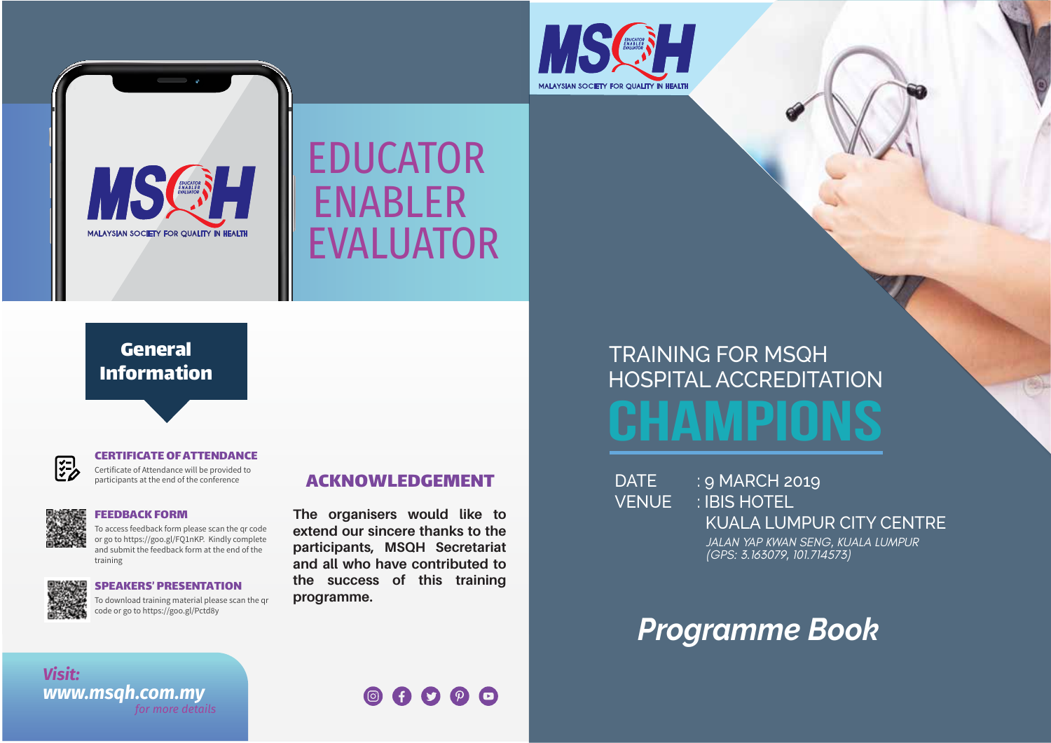# EDUCATOR ENABLER EVALUATOR

MSQH — MALAYSIAN SOCIETY FOR QUALITY IN HEALTH

## General Information

### CERTIFICATE OF ATTENDANCE

Certificate of Attendance will be provided to participants at the end of the conference

### FEEDBACK FORM

To access feedback form please scan the qr code or go to https://goo.gl/FQ1nKP. Kindly complete and submit the feedback form at the end of the training

### SPEAKERS' PRESENTATION

To download training material please scan the qr code or go to https://goo.gl/Pctd8y

## ACKNOWLEDGEMENT

**The organisers would like to extend our sincere thanks to the participants, MSQH Secretariat and all who have contributed to the success of this training programme.**

***Visit:***
***www.msqh.com.my***
*for more details*

---

MSQH — MALAYSIAN SOCIETY FOR QUALITY IN HEALTH

# TRAINING FOR MSQH HOSPITAL ACCREDITATION CHAMPIONS

DATE : 9 MARCH 2019

VENUE : IBIS HOTEL KUALA LUMPUR CITY CENTRE
*JALAN YAP KWAN SENG, KUALA LUMPUR (GPS: 3.163079, 101.714573)*

## *Programme Book*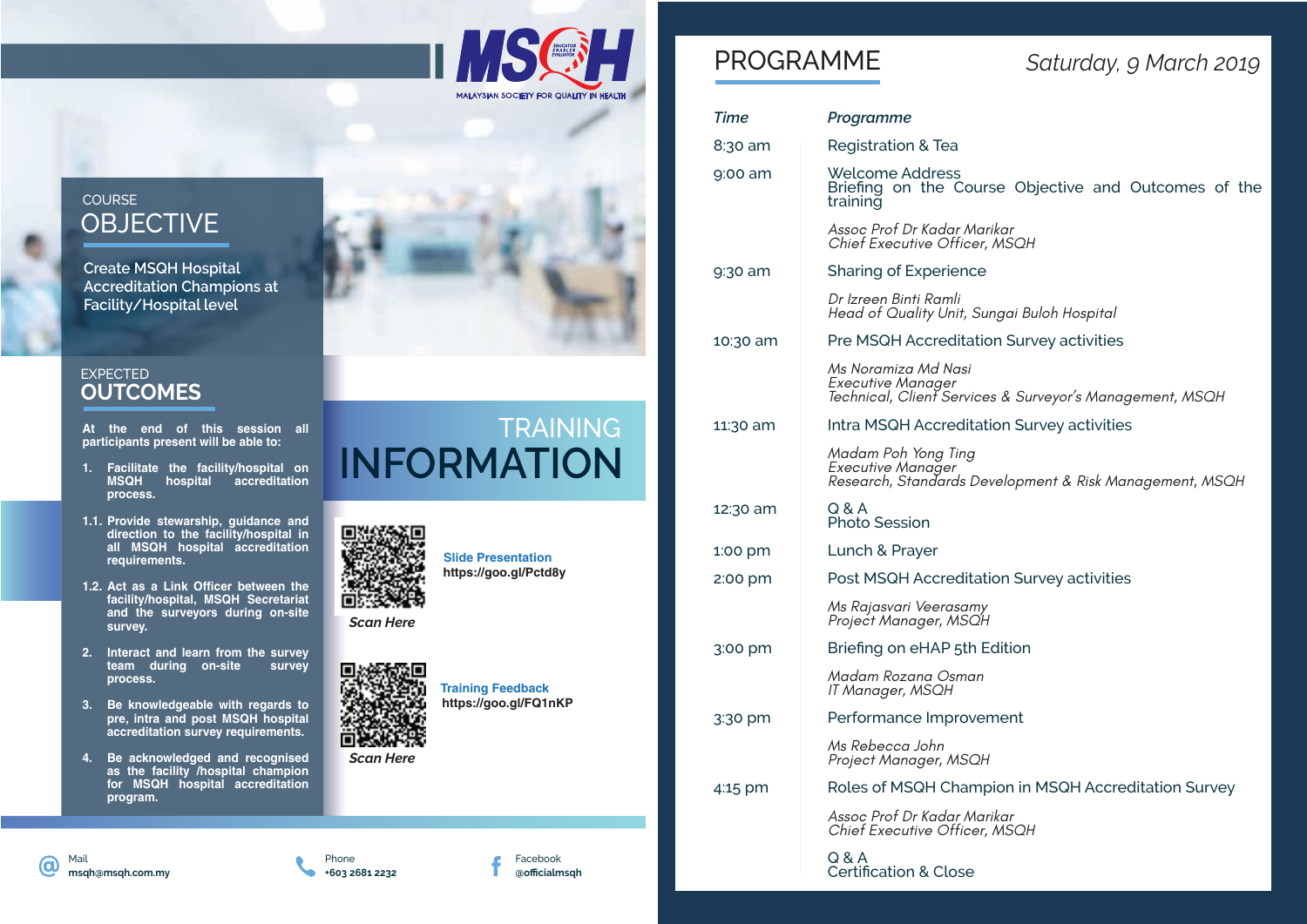MSQH
MALAYSIAN SOCIETY FOR QUALITY IN HEALTH

## COURSE OBJECTIVE

Create MSQH Hospital Accreditation Champions at Facility/Hospital level

## EXPECTED OUTCOMES

**At the end of this session all participants present will be able to:**

1. **Facilitate the facility/hospital on MSQH hospital accreditation process.**

   1.1. **Provide stewardship, guidance and direction to the facility/hospital in all MSQH hospital accreditation requirements.**

   1.2. **Act as a Link Officer between the facility/hospital, MSQH Secretariat and the surveyors during on-site survey.**

2. **Interact and learn from the survey team during on-site survey process.**
3. **Be knowledgeable with regards to pre, intra and post MSQH hospital accreditation survey requirements.**
4. **Be acknowledged and recognised as the facility /hospital champion for MSQH hospital accreditation program.**

## TRAINING INFORMATION

*Scan Here*

**Slide Presentation**
**https://goo.gl/Pctd8y**

*Scan Here*

**Training Feedback**
**https://goo.gl/FQ1nKP**

Mail
**msqh@msqh.com.my**

Phone
**+603 2681 2232**

Facebook
**@officialmsqh**

## PROGRAMME

*Saturday, 9 March 2019*

| *Time* | *Programme* |
|---|---|
| 8:30 am | Registration & Tea |
| 9:00 am | Welcome Address<br>Briefing on the Course Objective and Outcomes of the training<br><br>*Assoc Prof Dr Kadar Marikar*<br>*Chief Executive Officer, MSQH* |
| 9:30 am | Sharing of Experience<br><br>*Dr Izreen Binti Ramli*<br>*Head of Quality Unit, Sungai Buloh Hospital* |
| 10:30 am | Pre MSQH Accreditation Survey activities<br><br>*Ms Noramiza Md Nasi*<br>*Executive Manager*<br>*Technical, Client Services & Surveyor's Management, MSQH* |
| 11:30 am | Intra MSQH Accreditation Survey activities<br><br>*Madam Poh Yong Ting*<br>*Executive Manager*<br>*Research, Standards Development & Risk Management, MSQH* |
| 12:30 am | Q & A<br>Photo Session |
| 1:00 pm | Lunch & Prayer |
| 2:00 pm | Post MSQH Accreditation Survey activities<br><br>*Ms Rajasvari Veerasamy*<br>*Project Manager, MSQH* |
| 3:00 pm | Briefing on eHAP 5th Edition<br><br>*Madam Rozana Osman*<br>*IT Manager, MSQH* |
| 3:30 pm | Performance Improvement<br><br>*Ms Rebecca John*<br>*Project Manager, MSQH* |
| 4:15 pm | Roles of MSQH Champion in MSQH Accreditation Survey<br><br>*Assoc Prof Dr Kadar Marikar*<br>*Chief Executive Officer, MSQH*<br><br>Q & A<br>Certification & Close |